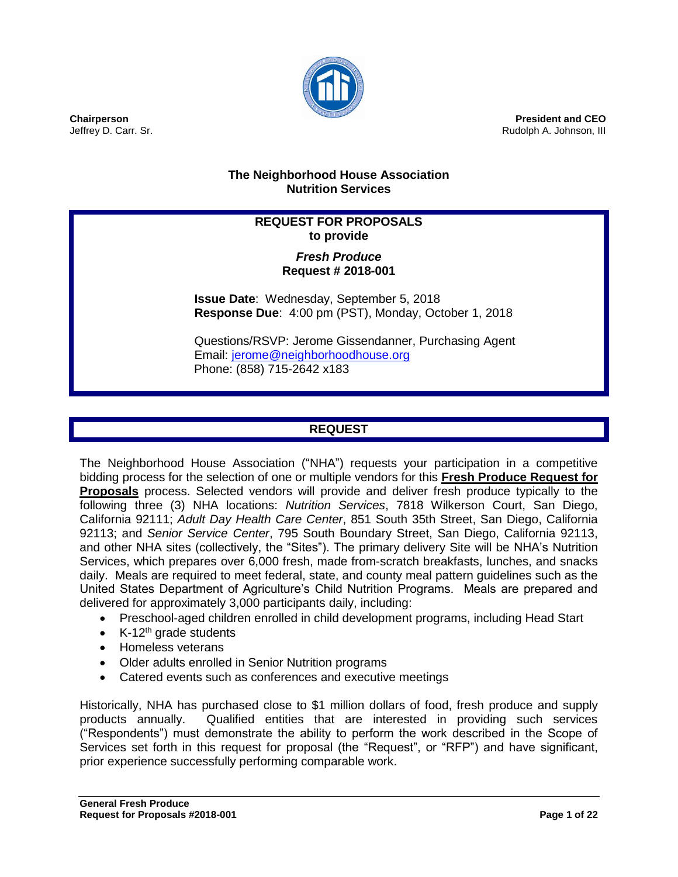**Chairperson**
Jeffrey D. Carr. Sr.

**President and CEO**
Rudolph A. Johnson, III

**The Neighborhood House Association**
**Nutrition Services**

**REQUEST FOR PROPOSALS**
**to provide**

***Fresh Produce***
**Request # 2018-001**

**Issue Date**: Wednesday, September 5, 2018
**Response Due**: 4:00 pm (PST), Monday, October 1, 2018

Questions/RSVP: Jerome Gissendanner, Purchasing Agent
Email: jerome@neighborhoodhouse.org
Phone: (858) 715-2642 x183

## REQUEST

The Neighborhood House Association ("NHA") requests your participation in a competitive bidding process for the selection of one or multiple vendors for this **Fresh Produce Request for Proposals** process. Selected vendors will provide and deliver fresh produce typically to the following three (3) NHA locations: *Nutrition Services*, 7818 Wilkerson Court, San Diego, California 92111; *Adult Day Health Care Center*, 851 South 35th Street, San Diego, California 92113; and *Senior Service Center*, 795 South Boundary Street, San Diego, California 92113, and other NHA sites (collectively, the "Sites"). The primary delivery Site will be NHA's Nutrition Services, which prepares over 6,000 fresh, made from-scratch breakfasts, lunches, and snacks daily. Meals are required to meet federal, state, and county meal pattern guidelines such as the United States Department of Agriculture's Child Nutrition Programs. Meals are prepared and delivered for approximately 3,000 participants daily, including:

- Preschool-aged children enrolled in child development programs, including Head Start
- K-12th grade students
- Homeless veterans
- Older adults enrolled in Senior Nutrition programs
- Catered events such as conferences and executive meetings

Historically, NHA has purchased close to $1 million dollars of food, fresh produce and supply products annually. Qualified entities that are interested in providing such services ("Respondents") must demonstrate the ability to perform the work described in the Scope of Services set forth in this request for proposal (the "Request", or "RFP") and have significant, prior experience successfully performing comparable work.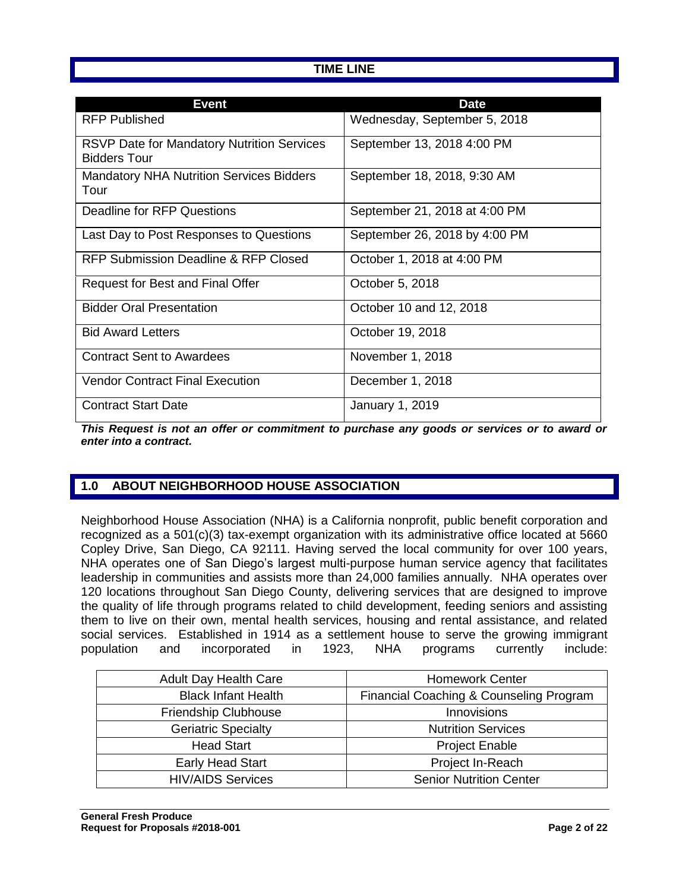## TIME LINE

| Event | Date |
|---|---|
| RFP Published | Wednesday, September 5, 2018 |
| RSVP Date for Mandatory Nutrition Services Bidders Tour | September 13, 2018 4:00 PM |
| Mandatory NHA Nutrition Services Bidders Tour | September 18, 2018, 9:30 AM |
| Deadline for RFP Questions | September 21, 2018 at 4:00 PM |
| Last Day to Post Responses to Questions | September 26, 2018 by 4:00 PM |
| RFP Submission Deadline & RFP Closed | October 1, 2018 at 4:00 PM |
| Request for Best and Final Offer | October 5, 2018 |
| Bidder Oral Presentation | October 10 and 12, 2018 |
| Bid Award Letters | October 19, 2018 |
| Contract Sent to Awardees | November 1, 2018 |
| Vendor Contract Final Execution | December 1, 2018 |
| Contract Start Date | January 1, 2019 |

***This Request is not an offer or commitment to purchase any goods or services or to award or enter into a contract.***

## 1.0 ABOUT NEIGHBORHOOD HOUSE ASSOCIATION

Neighborhood House Association (NHA) is a California nonprofit, public benefit corporation and recognized as a 501(c)(3) tax-exempt organization with its administrative office located at 5660 Copley Drive, San Diego, CA 92111. Having served the local community for over 100 years, NHA operates one of San Diego's largest multi-purpose human service agency that facilitates leadership in communities and assists more than 24,000 families annually. NHA operates over 120 locations throughout San Diego County, delivering services that are designed to improve the quality of life through programs related to child development, feeding seniors and assisting them to live on their own, mental health services, housing and rental assistance, and related social services. Established in 1914 as a settlement house to serve the growing immigrant population and incorporated in 1923, NHA programs currently include:

| | |
|---|---|
| Adult Day Health Care | Homework Center |
| Black Infant Health | Financial Coaching & Counseling Program |
| Friendship Clubhouse | Innovisions |
| Geriatric Specialty | Nutrition Services |
| Head Start | Project Enable |
| Early Head Start | Project In-Reach |
| HIV/AIDS Services | Senior Nutrition Center |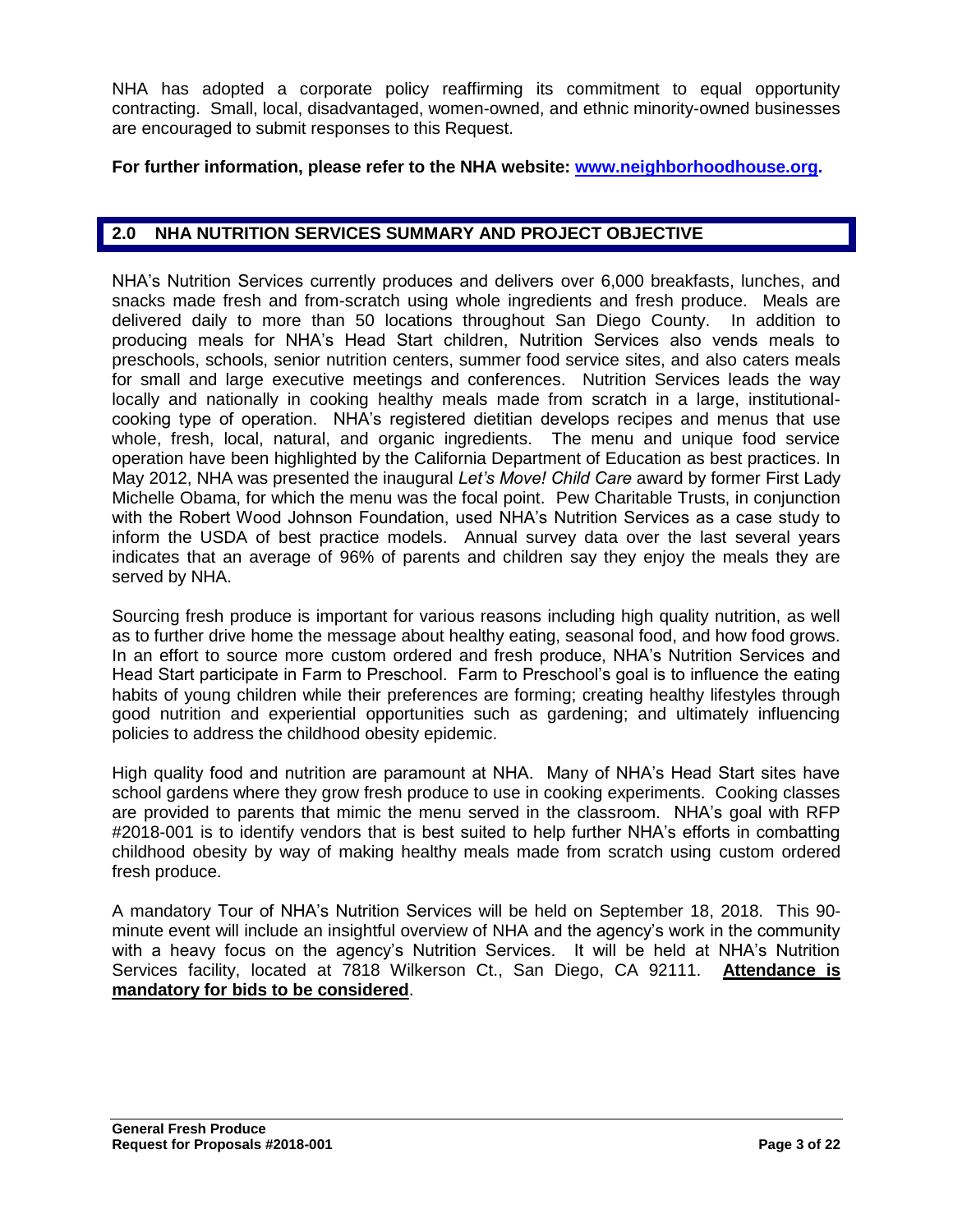NHA has adopted a corporate policy reaffirming its commitment to equal opportunity contracting. Small, local, disadvantaged, women-owned, and ethnic minority-owned businesses are encouraged to submit responses to this Request.

**For further information, please refer to the NHA website: [www.neighborhoodhouse.org](http://www.neighborhoodhouse.org).**

## 2.0 NHA NUTRITION SERVICES SUMMARY AND PROJECT OBJECTIVE

NHA's Nutrition Services currently produces and delivers over 6,000 breakfasts, lunches, and snacks made fresh and from-scratch using whole ingredients and fresh produce. Meals are delivered daily to more than 50 locations throughout San Diego County. In addition to producing meals for NHA's Head Start children, Nutrition Services also vends meals to preschools, schools, senior nutrition centers, summer food service sites, and also caters meals for small and large executive meetings and conferences. Nutrition Services leads the way locally and nationally in cooking healthy meals made from scratch in a large, institutional-cooking type of operation. NHA's registered dietitian develops recipes and menus that use whole, fresh, local, natural, and organic ingredients. The menu and unique food service operation have been highlighted by the California Department of Education as best practices. In May 2012, NHA was presented the inaugural *Let's Move! Child Care* award by former First Lady Michelle Obama, for which the menu was the focal point. Pew Charitable Trusts, in conjunction with the Robert Wood Johnson Foundation, used NHA's Nutrition Services as a case study to inform the USDA of best practice models. Annual survey data over the last several years indicates that an average of 96% of parents and children say they enjoy the meals they are served by NHA.

Sourcing fresh produce is important for various reasons including high quality nutrition, as well as to further drive home the message about healthy eating, seasonal food, and how food grows. In an effort to source more custom ordered and fresh produce, NHA's Nutrition Services and Head Start participate in Farm to Preschool. Farm to Preschool's goal is to influence the eating habits of young children while their preferences are forming; creating healthy lifestyles through good nutrition and experiential opportunities such as gardening; and ultimately influencing policies to address the childhood obesity epidemic.

High quality food and nutrition are paramount at NHA. Many of NHA's Head Start sites have school gardens where they grow fresh produce to use in cooking experiments. Cooking classes are provided to parents that mimic the menu served in the classroom. NHA's goal with RFP #2018-001 is to identify vendors that is best suited to help further NHA's efforts in combatting childhood obesity by way of making healthy meals made from scratch using custom ordered fresh produce.

A mandatory Tour of NHA's Nutrition Services will be held on September 18, 2018. This 90-minute event will include an insightful overview of NHA and the agency's work in the community with a heavy focus on the agency's Nutrition Services. It will be held at NHA's Nutrition Services facility, located at 7818 Wilkerson Ct., San Diego, CA 92111. **Attendance is mandatory for bids to be considered**.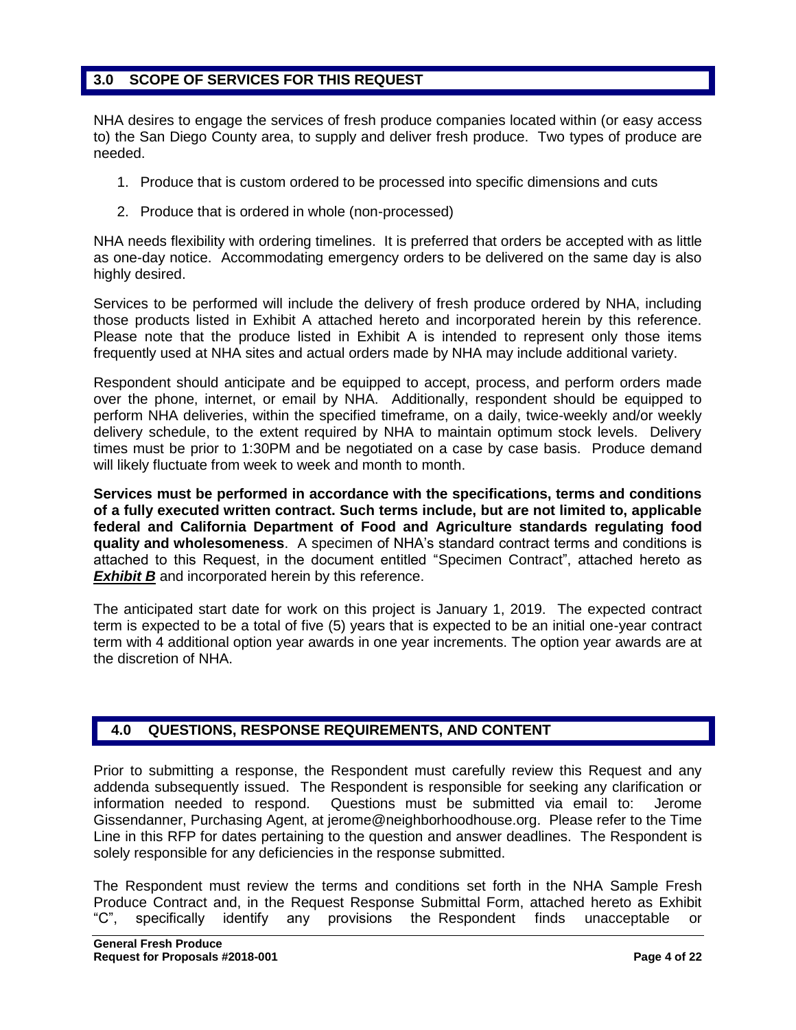## 3.0 SCOPE OF SERVICES FOR THIS REQUEST

NHA desires to engage the services of fresh produce companies located within (or easy access to) the San Diego County area, to supply and deliver fresh produce. Two types of produce are needed.

1. Produce that is custom ordered to be processed into specific dimensions and cuts
2. Produce that is ordered in whole (non-processed)

NHA needs flexibility with ordering timelines. It is preferred that orders be accepted with as little as one-day notice. Accommodating emergency orders to be delivered on the same day is also highly desired.

Services to be performed will include the delivery of fresh produce ordered by NHA, including those products listed in Exhibit A attached hereto and incorporated herein by this reference. Please note that the produce listed in Exhibit A is intended to represent only those items frequently used at NHA sites and actual orders made by NHA may include additional variety.

Respondent should anticipate and be equipped to accept, process, and perform orders made over the phone, internet, or email by NHA. Additionally, respondent should be equipped to perform NHA deliveries, within the specified timeframe, on a daily, twice-weekly and/or weekly delivery schedule, to the extent required by NHA to maintain optimum stock levels. Delivery times must be prior to 1:30PM and be negotiated on a case by case basis. Produce demand will likely fluctuate from week to week and month to month.

**Services must be performed in accordance with the specifications, terms and conditions of a fully executed written contract. Such terms include, but are not limited to, applicable federal and California Department of Food and Agriculture standards regulating food quality and wholesomeness**. A specimen of NHA's standard contract terms and conditions is attached to this Request, in the document entitled "Specimen Contract", attached hereto as ***Exhibit B*** and incorporated herein by this reference.

The anticipated start date for work on this project is January 1, 2019. The expected contract term is expected to be a total of five (5) years that is expected to be an initial one-year contract term with 4 additional option year awards in one year increments. The option year awards are at the discretion of NHA.

## 4.0 QUESTIONS, RESPONSE REQUIREMENTS, AND CONTENT

Prior to submitting a response, the Respondent must carefully review this Request and any addenda subsequently issued. The Respondent is responsible for seeking any clarification or information needed to respond. Questions must be submitted via email to: Jerome Gissendanner, Purchasing Agent, at jerome@neighborhoodhouse.org. Please refer to the Time Line in this RFP for dates pertaining to the question and answer deadlines. The Respondent is solely responsible for any deficiencies in the response submitted.

The Respondent must review the terms and conditions set forth in the NHA Sample Fresh Produce Contract and, in the Request Response Submittal Form, attached hereto as Exhibit "C", specifically identify any provisions the Respondent finds unacceptable or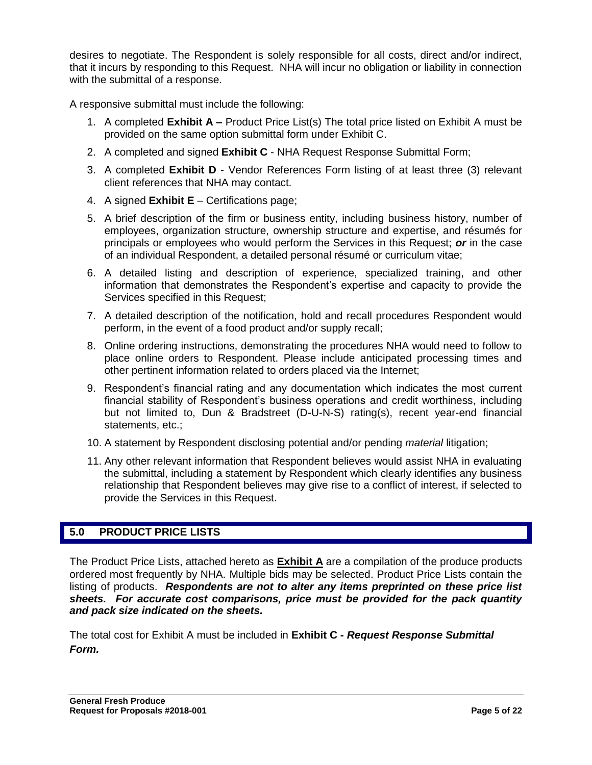desires to negotiate. The Respondent is solely responsible for all costs, direct and/or indirect, that it incurs by responding to this Request. NHA will incur no obligation or liability in connection with the submittal of a response.

A responsive submittal must include the following:

1. A completed **Exhibit A –** Product Price List(s) The total price listed on Exhibit A must be provided on the same option submittal form under Exhibit C.
2. A completed and signed **Exhibit C** - NHA Request Response Submittal Form;
3. A completed **Exhibit D** - Vendor References Form listing of at least three (3) relevant client references that NHA may contact.
4. A signed **Exhibit E** – Certifications page;
5. A brief description of the firm or business entity, including business history, number of employees, organization structure, ownership structure and expertise, and résumés for principals or employees who would perform the Services in this Request; ***or*** in the case of an individual Respondent, a detailed personal résumé or curriculum vitae;
6. A detailed listing and description of experience, specialized training, and other information that demonstrates the Respondent's expertise and capacity to provide the Services specified in this Request;
7. A detailed description of the notification, hold and recall procedures Respondent would perform, in the event of a food product and/or supply recall;
8. Online ordering instructions, demonstrating the procedures NHA would need to follow to place online orders to Respondent. Please include anticipated processing times and other pertinent information related to orders placed via the Internet;
9. Respondent's financial rating and any documentation which indicates the most current financial stability of Respondent's business operations and credit worthiness, including but not limited to, Dun & Bradstreet (D-U-N-S) rating(s), recent year-end financial statements, etc.;
10. A statement by Respondent disclosing potential and/or pending *material* litigation;
11. Any other relevant information that Respondent believes would assist NHA in evaluating the submittal, including a statement by Respondent which clearly identifies any business relationship that Respondent believes may give rise to a conflict of interest, if selected to provide the Services in this Request.

## 5.0 PRODUCT PRICE LISTS

The Product Price Lists, attached hereto as **Exhibit A** are a compilation of the produce products ordered most frequently by NHA. Multiple bids may be selected. Product Price Lists contain the listing of products. ***Respondents are not to alter any items preprinted on these price list sheets. For accurate cost comparisons, price must be provided for the pack quantity and pack size indicated on the sheets.***

The total cost for Exhibit A must be included in **Exhibit C -** ***Request Response Submittal Form.***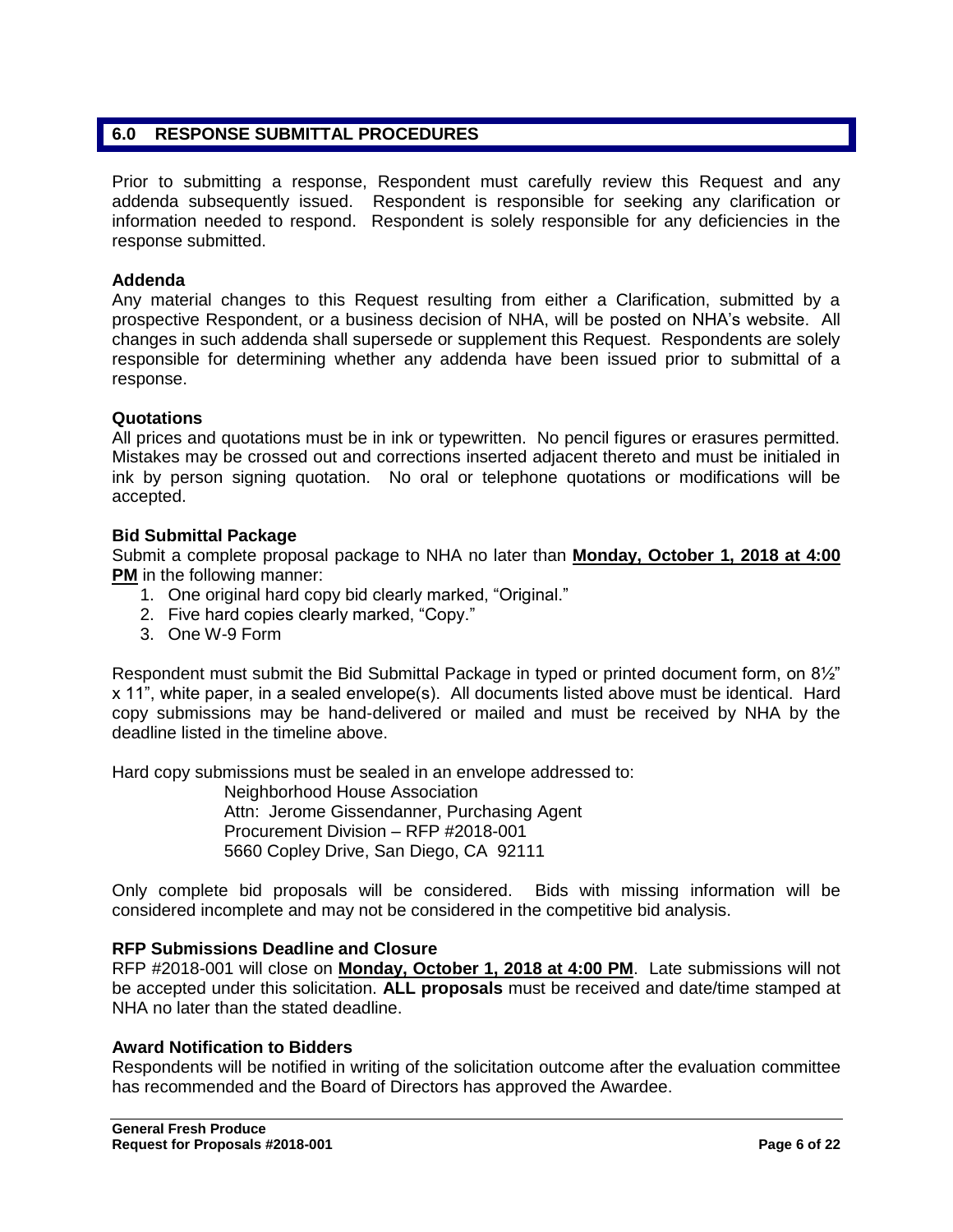## 6.0 RESPONSE SUBMITTAL PROCEDURES

Prior to submitting a response, Respondent must carefully review this Request and any addenda subsequently issued. Respondent is responsible for seeking any clarification or information needed to respond. Respondent is solely responsible for any deficiencies in the response submitted.

**Addenda**

Any material changes to this Request resulting from either a Clarification, submitted by a prospective Respondent, or a business decision of NHA, will be posted on NHA's website. All changes in such addenda shall supersede or supplement this Request. Respondents are solely responsible for determining whether any addenda have been issued prior to submittal of a response.

**Quotations**

All prices and quotations must be in ink or typewritten. No pencil figures or erasures permitted. Mistakes may be crossed out and corrections inserted adjacent thereto and must be initialed in ink by person signing quotation. No oral or telephone quotations or modifications will be accepted.

**Bid Submittal Package**

Submit a complete proposal package to NHA no later than **Monday, October 1, 2018 at 4:00 PM** in the following manner:

1. One original hard copy bid clearly marked, "Original."
2. Five hard copies clearly marked, "Copy."
3. One W-9 Form

Respondent must submit the Bid Submittal Package in typed or printed document form, on 8½" x 11", white paper, in a sealed envelope(s). All documents listed above must be identical. Hard copy submissions may be hand-delivered or mailed and must be received by NHA by the deadline listed in the timeline above.

Hard copy submissions must be sealed in an envelope addressed to:

Neighborhood House Association
Attn: Jerome Gissendanner, Purchasing Agent
Procurement Division – RFP #2018-001
5660 Copley Drive, San Diego, CA 92111

Only complete bid proposals will be considered. Bids with missing information will be considered incomplete and may not be considered in the competitive bid analysis.

**RFP Submissions Deadline and Closure**

RFP #2018-001 will close on **Monday, October 1, 2018 at 4:00 PM**. Late submissions will not be accepted under this solicitation. **ALL proposals** must be received and date/time stamped at NHA no later than the stated deadline.

**Award Notification to Bidders**

Respondents will be notified in writing of the solicitation outcome after the evaluation committee has recommended and the Board of Directors has approved the Awardee.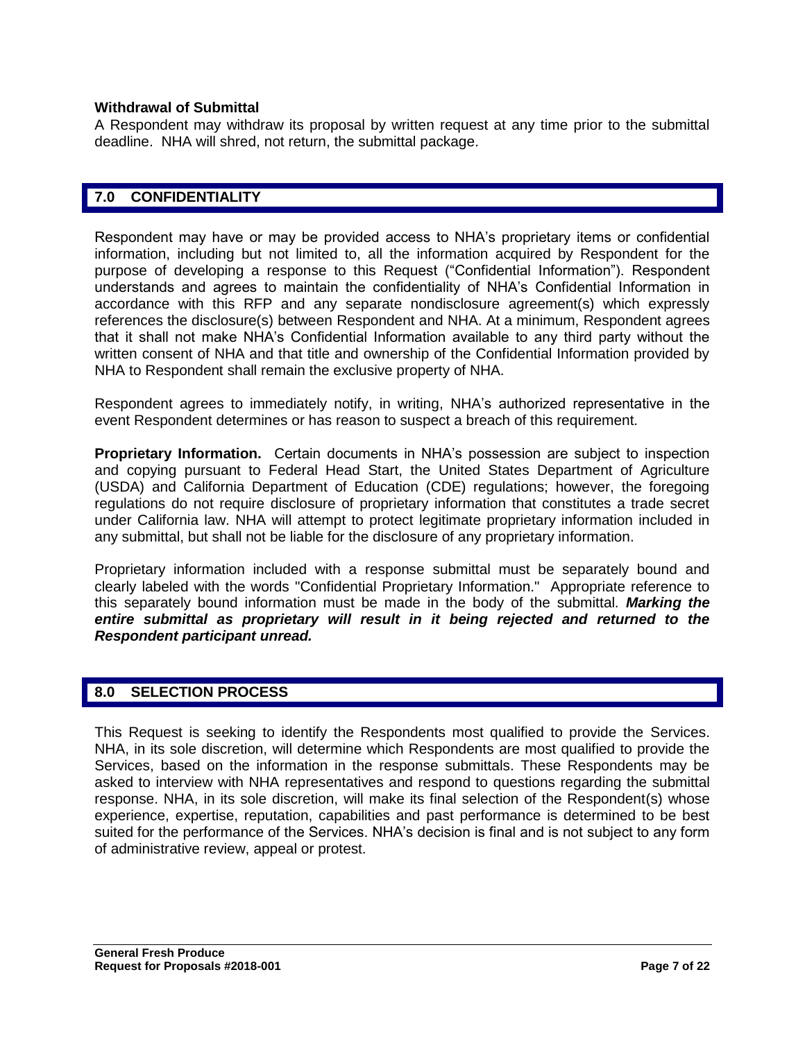**Withdrawal of Submittal**

A Respondent may withdraw its proposal by written request at any time prior to the submittal deadline. NHA will shred, not return, the submittal package.

## 7.0 CONFIDENTIALITY

Respondent may have or may be provided access to NHA's proprietary items or confidential information, including but not limited to, all the information acquired by Respondent for the purpose of developing a response to this Request ("Confidential Information"). Respondent understands and agrees to maintain the confidentiality of NHA's Confidential Information in accordance with this RFP and any separate nondisclosure agreement(s) which expressly references the disclosure(s) between Respondent and NHA. At a minimum, Respondent agrees that it shall not make NHA's Confidential Information available to any third party without the written consent of NHA and that title and ownership of the Confidential Information provided by NHA to Respondent shall remain the exclusive property of NHA.

Respondent agrees to immediately notify, in writing, NHA's authorized representative in the event Respondent determines or has reason to suspect a breach of this requirement.

**Proprietary Information.** Certain documents in NHA's possession are subject to inspection and copying pursuant to Federal Head Start, the United States Department of Agriculture (USDA) and California Department of Education (CDE) regulations; however, the foregoing regulations do not require disclosure of proprietary information that constitutes a trade secret under California law. NHA will attempt to protect legitimate proprietary information included in any submittal, but shall not be liable for the disclosure of any proprietary information.

Proprietary information included with a response submittal must be separately bound and clearly labeled with the words "Confidential Proprietary Information." Appropriate reference to this separately bound information must be made in the body of the submittal. ***Marking the entire submittal as proprietary will result in it being rejected and returned to the Respondent participant unread.***

## 8.0 SELECTION PROCESS

This Request is seeking to identify the Respondents most qualified to provide the Services. NHA, in its sole discretion, will determine which Respondents are most qualified to provide the Services, based on the information in the response submittals. These Respondents may be asked to interview with NHA representatives and respond to questions regarding the submittal response. NHA, in its sole discretion, will make its final selection of the Respondent(s) whose experience, expertise, reputation, capabilities and past performance is determined to be best suited for the performance of the Services. NHA's decision is final and is not subject to any form of administrative review, appeal or protest.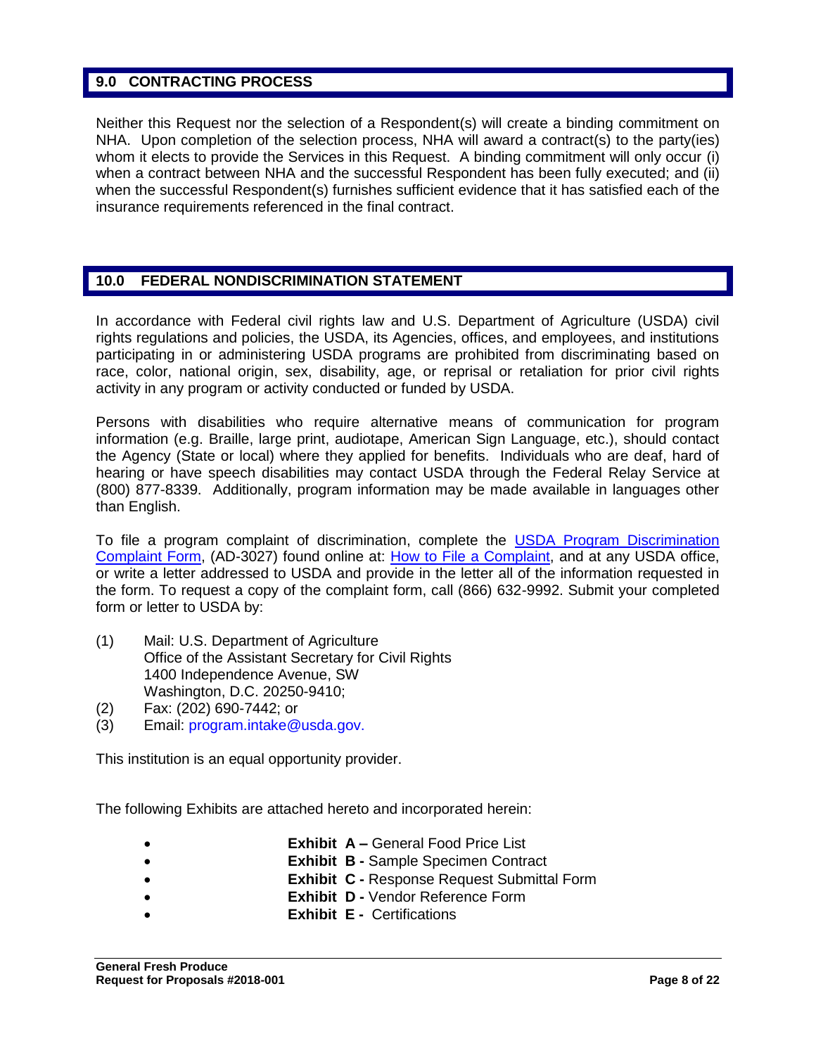## 9.0 CONTRACTING PROCESS

Neither this Request nor the selection of a Respondent(s) will create a binding commitment on NHA. Upon completion of the selection process, NHA will award a contract(s) to the party(ies) whom it elects to provide the Services in this Request. A binding commitment will only occur (i) when a contract between NHA and the successful Respondent has been fully executed; and (ii) when the successful Respondent(s) furnishes sufficient evidence that it has satisfied each of the insurance requirements referenced in the final contract.

## 10.0 FEDERAL NONDISCRIMINATION STATEMENT

In accordance with Federal civil rights law and U.S. Department of Agriculture (USDA) civil rights regulations and policies, the USDA, its Agencies, offices, and employees, and institutions participating in or administering USDA programs are prohibited from discriminating based on race, color, national origin, sex, disability, age, or reprisal or retaliation for prior civil rights activity in any program or activity conducted or funded by USDA.

Persons with disabilities who require alternative means of communication for program information (e.g. Braille, large print, audiotape, American Sign Language, etc.), should contact the Agency (State or local) where they applied for benefits. Individuals who are deaf, hard of hearing or have speech disabilities may contact USDA through the Federal Relay Service at (800) 877-8339. Additionally, program information may be made available in languages other than English.

To file a program complaint of discrimination, complete the USDA Program Discrimination Complaint Form, (AD-3027) found online at: How to File a Complaint, and at any USDA office, or write a letter addressed to USDA and provide in the letter all of the information requested in the form. To request a copy of the complaint form, call (866) 632-9992. Submit your completed form or letter to USDA by:

(1) Mail: U.S. Department of Agriculture
Office of the Assistant Secretary for Civil Rights
1400 Independence Avenue, SW
Washington, D.C. 20250-9410;

(2) Fax: (202) 690-7442; or

(3) Email: program.intake@usda.gov.

This institution is an equal opportunity provider.

The following Exhibits are attached hereto and incorporated herein:

- **Exhibit A –** General Food Price List
- **Exhibit B -** Sample Specimen Contract
- **Exhibit C -** Response Request Submittal Form
- **Exhibit D -** Vendor Reference Form
- **Exhibit E -** Certifications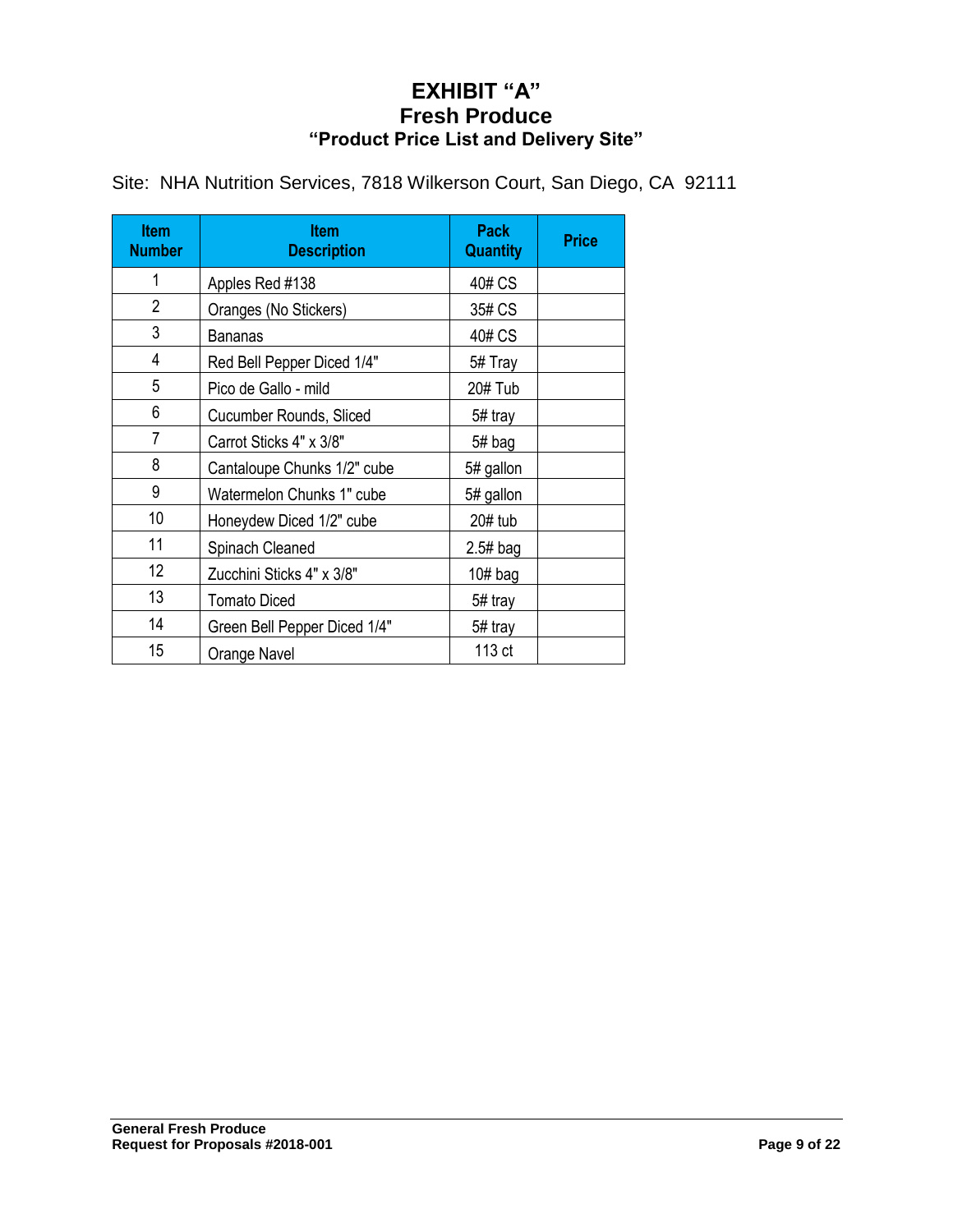# EXHIBIT "A"
## Fresh Produce
### "Product Price List and Delivery Site"

Site: NHA Nutrition Services, 7818 Wilkerson Court, San Diego, CA 92111

| Item Number | Item Description | Pack Quantity | Price |
|---|---|---|---|
| 1 | Apples Red #138 | 40# CS | |
| 2 | Oranges (No Stickers) | 35# CS | |
| 3 | Bananas | 40# CS | |
| 4 | Red Bell Pepper Diced 1/4" | 5# Tray | |
| 5 | Pico de Gallo - mild | 20# Tub | |
| 6 | Cucumber Rounds, Sliced | 5# tray | |
| 7 | Carrot Sticks 4" x 3/8" | 5# bag | |
| 8 | Cantaloupe Chunks 1/2" cube | 5# gallon | |
| 9 | Watermelon Chunks 1" cube | 5# gallon | |
| 10 | Honeydew Diced 1/2" cube | 20# tub | |
| 11 | Spinach Cleaned | 2.5# bag | |
| 12 | Zucchini Sticks 4" x 3/8" | 10# bag | |
| 13 | Tomato Diced | 5# tray | |
| 14 | Green Bell Pepper Diced 1/4" | 5# tray | |
| 15 | Orange Navel | 113 ct | |

General Fresh Produce
Request for Proposals #2018-001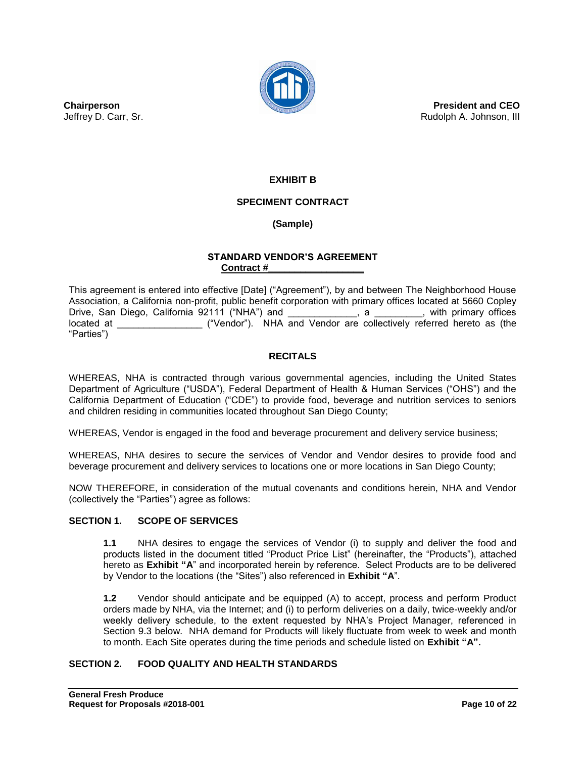**Chairperson**
Jeffrey D. Carr, Sr.

**President and CEO**
Rudolph A. Johnson, III

## EXHIBIT B

## SPECIMENT CONTRACT

**(Sample)**

### STANDARD VENDOR'S AGREEMENT

**Contract #\_\_\_\_\_\_\_\_\_\_\_\_\_\_\_\_\_\_**

This agreement is entered into effective [Date] ("Agreement"), by and between The Neighborhood House Association, a California non-profit, public benefit corporation with primary offices located at 5660 Copley Drive, San Diego, California 92111 ("NHA") and \_\_\_\_\_\_\_\_\_\_\_\_\_, a \_\_\_\_\_\_\_\_\_, with primary offices located at \_\_\_\_\_\_\_\_\_\_\_\_\_\_\_\_ ("Vendor"). NHA and Vendor are collectively referred hereto as (the "Parties")

### RECITALS

WHEREAS, NHA is contracted through various governmental agencies, including the United States Department of Agriculture ("USDA"), Federal Department of Health & Human Services ("OHS") and the California Department of Education ("CDE") to provide food, beverage and nutrition services to seniors and children residing in communities located throughout San Diego County;

WHEREAS, Vendor is engaged in the food and beverage procurement and delivery service business;

WHEREAS, NHA desires to secure the services of Vendor and Vendor desires to provide food and beverage procurement and delivery services to locations one or more locations in San Diego County;

NOW THEREFORE, in consideration of the mutual covenants and conditions herein, NHA and Vendor (collectively the "Parties") agree as follows:

### SECTION 1. SCOPE OF SERVICES

**1.1** NHA desires to engage the services of Vendor (i) to supply and deliver the food and products listed in the document titled "Product Price List" (hereinafter, the "Products"), attached hereto as **Exhibit "A**" and incorporated herein by reference. Select Products are to be delivered by Vendor to the locations (the "Sites") also referenced in **Exhibit "A**".

**1.2** Vendor should anticipate and be equipped (A) to accept, process and perform Product orders made by NHA, via the Internet; and (i) to perform deliveries on a daily, twice-weekly and/or weekly delivery schedule, to the extent requested by NHA's Project Manager, referenced in Section 9.3 below. NHA demand for Products will likely fluctuate from week to week and month to month. Each Site operates during the time periods and schedule listed on **Exhibit "A".**

### SECTION 2. FOOD QUALITY AND HEALTH STANDARDS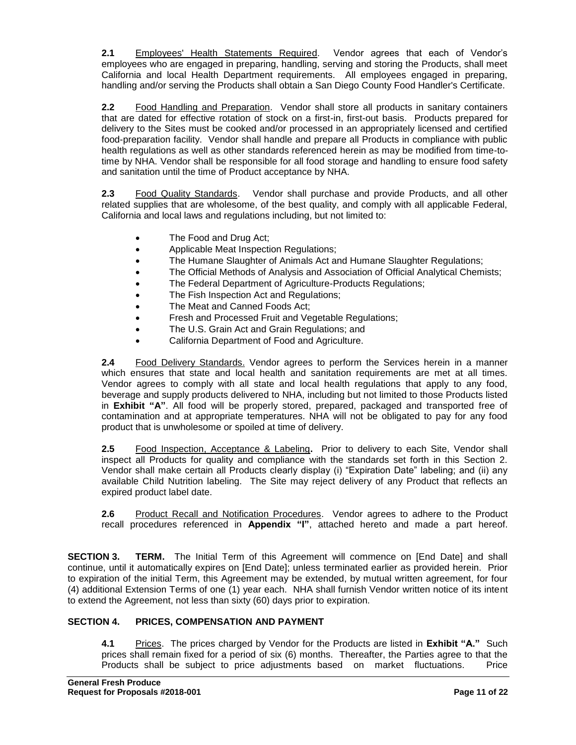**2.1** Employees' Health Statements Required. Vendor agrees that each of Vendor's employees who are engaged in preparing, handling, serving and storing the Products, shall meet California and local Health Department requirements. All employees engaged in preparing, handling and/or serving the Products shall obtain a San Diego County Food Handler's Certificate.

**2.2** Food Handling and Preparation. Vendor shall store all products in sanitary containers that are dated for effective rotation of stock on a first-in, first-out basis. Products prepared for delivery to the Sites must be cooked and/or processed in an appropriately licensed and certified food-preparation facility. Vendor shall handle and prepare all Products in compliance with public health regulations as well as other standards referenced herein as may be modified from time-to-time by NHA. Vendor shall be responsible for all food storage and handling to ensure food safety and sanitation until the time of Product acceptance by NHA.

**2.3** Food Quality Standards. Vendor shall purchase and provide Products, and all other related supplies that are wholesome, of the best quality, and comply with all applicable Federal, California and local laws and regulations including, but not limited to:

- The Food and Drug Act;
- Applicable Meat Inspection Regulations;
- The Humane Slaughter of Animals Act and Humane Slaughter Regulations;
- The Official Methods of Analysis and Association of Official Analytical Chemists;
- The Federal Department of Agriculture-Products Regulations;
- The Fish Inspection Act and Regulations;
- The Meat and Canned Foods Act;
- Fresh and Processed Fruit and Vegetable Regulations;
- The U.S. Grain Act and Grain Regulations; and
- California Department of Food and Agriculture.

**2.4** Food Delivery Standards. Vendor agrees to perform the Services herein in a manner which ensures that state and local health and sanitation requirements are met at all times. Vendor agrees to comply with all state and local health regulations that apply to any food, beverage and supply products delivered to NHA, including but not limited to those Products listed in **Exhibit "A"**. All food will be properly stored, prepared, packaged and transported free of contamination and at appropriate temperatures. NHA will not be obligated to pay for any food product that is unwholesome or spoiled at time of delivery.

**2.5** Food Inspection, Acceptance & Labeling**.** Prior to delivery to each Site, Vendor shall inspect all Products for quality and compliance with the standards set forth in this Section 2. Vendor shall make certain all Products clearly display (i) "Expiration Date" labeling; and (ii) any available Child Nutrition labeling. The Site may reject delivery of any Product that reflects an expired product label date.

**2.6** Product Recall and Notification Procedures. Vendor agrees to adhere to the Product recall procedures referenced in **Appendix "I"**, attached hereto and made a part hereof.

**SECTION 3. TERM.** The Initial Term of this Agreement will commence on [End Date] and shall continue, until it automatically expires on [End Date]; unless terminated earlier as provided herein. Prior to expiration of the initial Term, this Agreement may be extended, by mutual written agreement, for four (4) additional Extension Terms of one (1) year each. NHA shall furnish Vendor written notice of its intent to extend the Agreement, not less than sixty (60) days prior to expiration.

**SECTION 4. PRICES, COMPENSATION AND PAYMENT**

**4.1** Prices. The prices charged by Vendor for the Products are listed in **Exhibit "A."** Such prices shall remain fixed for a period of six (6) months. Thereafter, the Parties agree to that the Products shall be subject to price adjustments based on market fluctuations. Price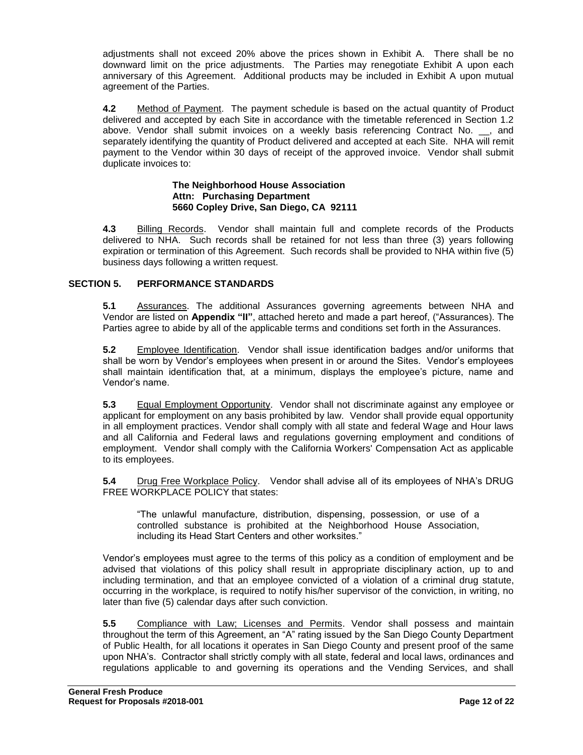adjustments shall not exceed 20% above the prices shown in Exhibit A. There shall be no downward limit on the price adjustments. The Parties may renegotiate Exhibit A upon each anniversary of this Agreement. Additional products may be included in Exhibit A upon mutual agreement of the Parties.

**4.2** Method of Payment. The payment schedule is based on the actual quantity of Product delivered and accepted by each Site in accordance with the timetable referenced in Section 1.2 above. Vendor shall submit invoices on a weekly basis referencing Contract No. __, and separately identifying the quantity of Product delivered and accepted at each Site. NHA will remit payment to the Vendor within 30 days of receipt of the approved invoice. Vendor shall submit duplicate invoices to:

> **The Neighborhood House Association**
> **Attn: Purchasing Department**
> **5660 Copley Drive, San Diego, CA 92111**

**4.3** Billing Records. Vendor shall maintain full and complete records of the Products delivered to NHA. Such records shall be retained for not less than three (3) years following expiration or termination of this Agreement. Such records shall be provided to NHA within five (5) business days following a written request.

## SECTION 5. PERFORMANCE STANDARDS

**5.1** Assurances. The additional Assurances governing agreements between NHA and Vendor are listed on **Appendix "II"**, attached hereto and made a part hereof, ("Assurances). The Parties agree to abide by all of the applicable terms and conditions set forth in the Assurances.

**5.2** Employee Identification. Vendor shall issue identification badges and/or uniforms that shall be worn by Vendor's employees when present in or around the Sites. Vendor's employees shall maintain identification that, at a minimum, displays the employee's picture, name and Vendor's name.

**5.3** Equal Employment Opportunity. Vendor shall not discriminate against any employee or applicant for employment on any basis prohibited by law. Vendor shall provide equal opportunity in all employment practices. Vendor shall comply with all state and federal Wage and Hour laws and all California and Federal laws and regulations governing employment and conditions of employment. Vendor shall comply with the California Workers' Compensation Act as applicable to its employees.

**5.4** Drug Free Workplace Policy. Vendor shall advise all of its employees of NHA's DRUG FREE WORKPLACE POLICY that states:

> "The unlawful manufacture, distribution, dispensing, possession, or use of a controlled substance is prohibited at the Neighborhood House Association, including its Head Start Centers and other worksites."

Vendor's employees must agree to the terms of this policy as a condition of employment and be advised that violations of this policy shall result in appropriate disciplinary action, up to and including termination, and that an employee convicted of a violation of a criminal drug statute, occurring in the workplace, is required to notify his/her supervisor of the conviction, in writing, no later than five (5) calendar days after such conviction.

**5.5** Compliance with Law; Licenses and Permits. Vendor shall possess and maintain throughout the term of this Agreement, an "A" rating issued by the San Diego County Department of Public Health, for all locations it operates in San Diego County and present proof of the same upon NHA's. Contractor shall strictly comply with all state, federal and local laws, ordinances and regulations applicable to and governing its operations and the Vending Services, and shall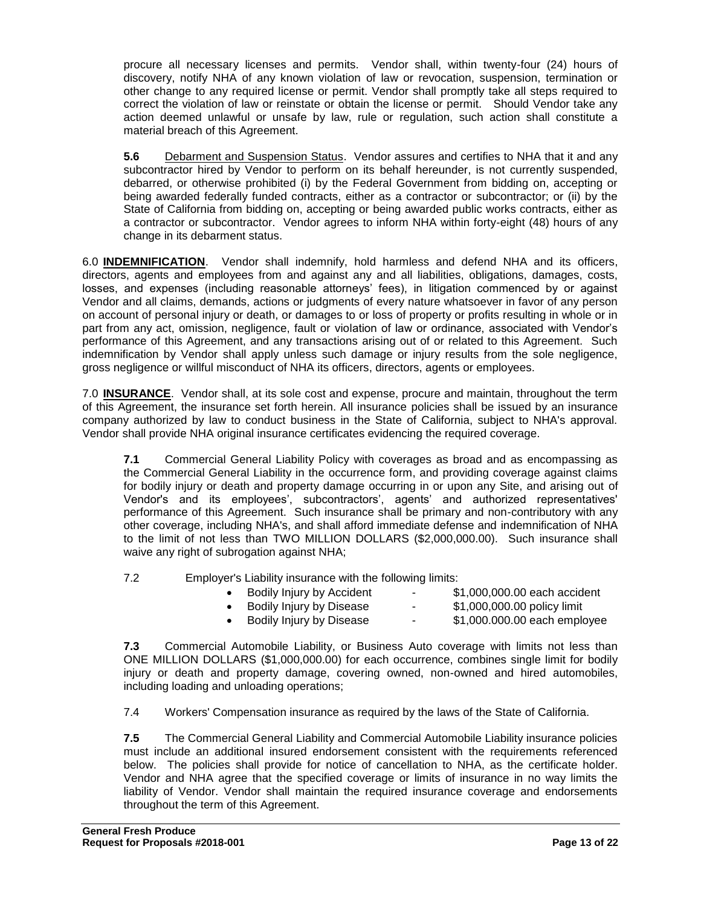procure all necessary licenses and permits. Vendor shall, within twenty-four (24) hours of discovery, notify NHA of any known violation of law or revocation, suspension, termination or other change to any required license or permit. Vendor shall promptly take all steps required to correct the violation of law or reinstate or obtain the license or permit. Should Vendor take any action deemed unlawful or unsafe by law, rule or regulation, such action shall constitute a material breach of this Agreement.

**5.6** Debarment and Suspension Status. Vendor assures and certifies to NHA that it and any subcontractor hired by Vendor to perform on its behalf hereunder, is not currently suspended, debarred, or otherwise prohibited (i) by the Federal Government from bidding on, accepting or being awarded federally funded contracts, either as a contractor or subcontractor; or (ii) by the State of California from bidding on, accepting or being awarded public works contracts, either as a contractor or subcontractor. Vendor agrees to inform NHA within forty-eight (48) hours of any change in its debarment status.

6.0 **INDEMNIFICATION**. Vendor shall indemnify, hold harmless and defend NHA and its officers, directors, agents and employees from and against any and all liabilities, obligations, damages, costs, losses, and expenses (including reasonable attorneys' fees), in litigation commenced by or against Vendor and all claims, demands, actions or judgments of every nature whatsoever in favor of any person on account of personal injury or death, or damages to or loss of property or profits resulting in whole or in part from any act, omission, negligence, fault or violation of law or ordinance, associated with Vendor's performance of this Agreement, and any transactions arising out of or related to this Agreement. Such indemnification by Vendor shall apply unless such damage or injury results from the sole negligence, gross negligence or willful misconduct of NHA its officers, directors, agents or employees.

7.0 **INSURANCE**. Vendor shall, at its sole cost and expense, procure and maintain, throughout the term of this Agreement, the insurance set forth herein. All insurance policies shall be issued by an insurance company authorized by law to conduct business in the State of California, subject to NHA's approval. Vendor shall provide NHA original insurance certificates evidencing the required coverage.

**7.1** Commercial General Liability Policy with coverages as broad and as encompassing as the Commercial General Liability in the occurrence form, and providing coverage against claims for bodily injury or death and property damage occurring in or upon any Site, and arising out of Vendor's and its employees', subcontractors', agents' and authorized representatives' performance of this Agreement. Such insurance shall be primary and non-contributory with any other coverage, including NHA's, and shall afford immediate defense and indemnification of NHA to the limit of not less than TWO MILLION DOLLARS ($2,000,000.00). Such insurance shall waive any right of subrogation against NHA;

7.2 Employer's Liability insurance with the following limits:

- Bodily Injury by Accident - $1,000,000.00 each accident
- Bodily Injury by Disease - $1,000,000.00 policy limit
- Bodily Injury by Disease - $1,000.000.00 each employee

**7.3** Commercial Automobile Liability, or Business Auto coverage with limits not less than ONE MILLION DOLLARS ($1,000,000.00) for each occurrence, combines single limit for bodily injury or death and property damage, covering owned, non-owned and hired automobiles, including loading and unloading operations;

7.4 Workers' Compensation insurance as required by the laws of the State of California.

**7.5** The Commercial General Liability and Commercial Automobile Liability insurance policies must include an additional insured endorsement consistent with the requirements referenced below. The policies shall provide for notice of cancellation to NHA, as the certificate holder. Vendor and NHA agree that the specified coverage or limits of insurance in no way limits the liability of Vendor. Vendor shall maintain the required insurance coverage and endorsements throughout the term of this Agreement.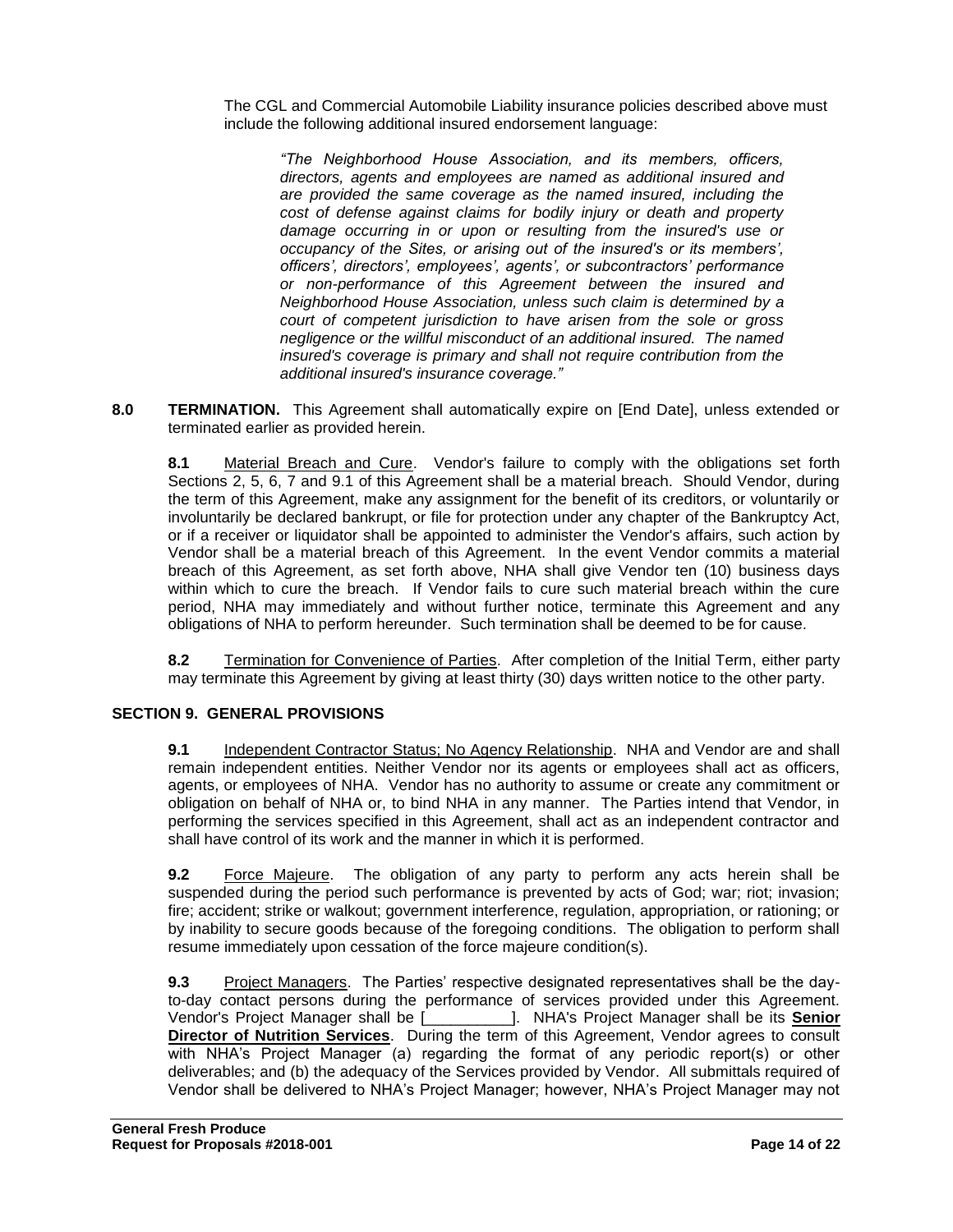The CGL and Commercial Automobile Liability insurance policies described above must include the following additional insured endorsement language:

> *"The Neighborhood House Association, and its members, officers, directors, agents and employees are named as additional insured and are provided the same coverage as the named insured, including the cost of defense against claims for bodily injury or death and property damage occurring in or upon or resulting from the insured's use or occupancy of the Sites, or arising out of the insured's or its members', officers', directors', employees', agents', or subcontractors' performance or non-performance of this Agreement between the insured and Neighborhood House Association, unless such claim is determined by a court of competent jurisdiction to have arisen from the sole or gross negligence or the willful misconduct of an additional insured. The named insured's coverage is primary and shall not require contribution from the additional insured's insurance coverage."*

**8.0 TERMINATION.** This Agreement shall automatically expire on [End Date], unless extended or terminated earlier as provided herein.

**8.1** Material Breach and Cure. Vendor's failure to comply with the obligations set forth Sections 2, 5, 6, 7 and 9.1 of this Agreement shall be a material breach. Should Vendor, during the term of this Agreement, make any assignment for the benefit of its creditors, or voluntarily or involuntarily be declared bankrupt, or file for protection under any chapter of the Bankruptcy Act, or if a receiver or liquidator shall be appointed to administer the Vendor's affairs, such action by Vendor shall be a material breach of this Agreement. In the event Vendor commits a material breach of this Agreement, as set forth above, NHA shall give Vendor ten (10) business days within which to cure the breach. If Vendor fails to cure such material breach within the cure period, NHA may immediately and without further notice, terminate this Agreement and any obligations of NHA to perform hereunder. Such termination shall be deemed to be for cause.

**8.2** Termination for Convenience of Parties. After completion of the Initial Term, either party may terminate this Agreement by giving at least thirty (30) days written notice to the other party.

## SECTION 9. GENERAL PROVISIONS

**9.1** Independent Contractor Status; No Agency Relationship. NHA and Vendor are and shall remain independent entities. Neither Vendor nor its agents or employees shall act as officers, agents, or employees of NHA. Vendor has no authority to assume or create any commitment or obligation on behalf of NHA or, to bind NHA in any manner. The Parties intend that Vendor, in performing the services specified in this Agreement, shall act as an independent contractor and shall have control of its work and the manner in which it is performed.

**9.2** Force Majeure. The obligation of any party to perform any acts herein shall be suspended during the period such performance is prevented by acts of God; war; riot; invasion; fire; accident; strike or walkout; government interference, regulation, appropriation, or rationing; or by inability to secure goods because of the foregoing conditions. The obligation to perform shall resume immediately upon cessation of the force majeure condition(s).

**9.3** Project Managers. The Parties' respective designated representatives shall be the day-to-day contact persons during the performance of services provided under this Agreement. Vendor's Project Manager shall be [__________]. NHA's Project Manager shall be its **Senior Director of Nutrition Services**. During the term of this Agreement, Vendor agrees to consult with NHA's Project Manager (a) regarding the format of any periodic report(s) or other deliverables; and (b) the adequacy of the Services provided by Vendor. All submittals required of Vendor shall be delivered to NHA's Project Manager; however, NHA's Project Manager may not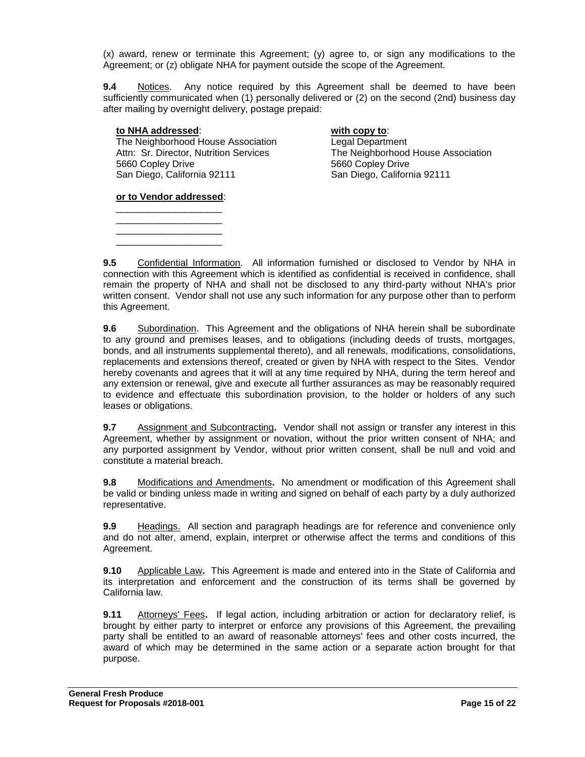(x) award, renew or terminate this Agreement; (y) agree to, or sign any modifications to the Agreement; or (z) obligate NHA for payment outside the scope of the Agreement.

**9.4** Notices. Any notice required by this Agreement shall be deemed to have been sufficiently communicated when (1) personally delivered or (2) on the second (2nd) business day after mailing by overnight delivery, postage prepaid:

**to NHA addressed**:
The Neighborhood House Association
Attn: Sr. Director, Nutrition Services
5660 Copley Drive
San Diego, California 92111

**with copy to**:
Legal Department
The Neighborhood House Association
5660 Copley Drive
San Diego, California 92111

**or to Vendor addressed**:
____________________
____________________
____________________
____________________

**9.5** Confidential Information. All information furnished or disclosed to Vendor by NHA in connection with this Agreement which is identified as confidential is received in confidence, shall remain the property of NHA and shall not be disclosed to any third-party without NHA's prior written consent. Vendor shall not use any such information for any purpose other than to perform this Agreement.

**9.6** Subordination. This Agreement and the obligations of NHA herein shall be subordinate to any ground and premises leases, and to obligations (including deeds of trusts, mortgages, bonds, and all instruments supplemental thereto), and all renewals, modifications, consolidations, replacements and extensions thereof, created or given by NHA with respect to the Sites. Vendor hereby covenants and agrees that it will at any time required by NHA, during the term hereof and any extension or renewal, give and execute all further assurances as may be reasonably required to evidence and effectuate this subordination provision, to the holder or holders of any such leases or obligations.

**9.7** Assignment and Subcontracting**.** Vendor shall not assign or transfer any interest in this Agreement, whether by assignment or novation, without the prior written consent of NHA; and any purported assignment by Vendor, without prior written consent, shall be null and void and constitute a material breach.

**9.8** Modifications and Amendments**.** No amendment or modification of this Agreement shall be valid or binding unless made in writing and signed on behalf of each party by a duly authorized representative.

**9.9** Headings. All section and paragraph headings are for reference and convenience only and do not alter, amend, explain, interpret or otherwise affect the terms and conditions of this Agreement.

**9.10** Applicable Law**.** This Agreement is made and entered into in the State of California and its interpretation and enforcement and the construction of its terms shall be governed by California law.

**9.11** Attorneys' Fees**.** If legal action, including arbitration or action for declaratory relief, is brought by either party to interpret or enforce any provisions of this Agreement, the prevailing party shall be entitled to an award of reasonable attorneys' fees and other costs incurred, the award of which may be determined in the same action or a separate action brought for that purpose.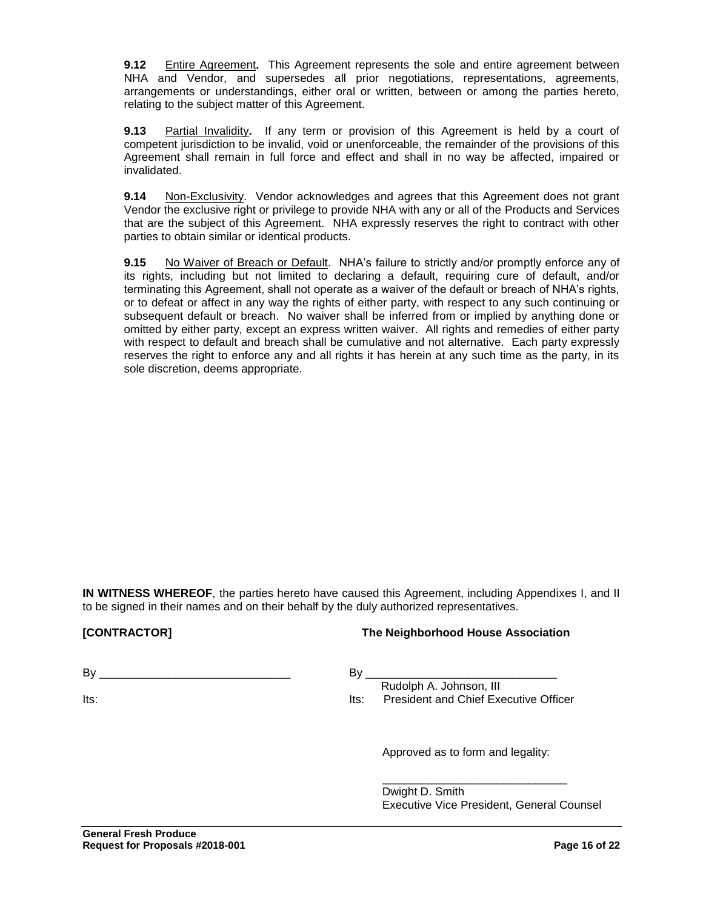**9.12** Entire Agreement**.** This Agreement represents the sole and entire agreement between NHA and Vendor, and supersedes all prior negotiations, representations, agreements, arrangements or understandings, either oral or written, between or among the parties hereto, relating to the subject matter of this Agreement.

**9.13** Partial Invalidity**.** If any term or provision of this Agreement is held by a court of competent jurisdiction to be invalid, void or unenforceable, the remainder of the provisions of this Agreement shall remain in full force and effect and shall in no way be affected, impaired or invalidated.

**9.14** Non-Exclusivity. Vendor acknowledges and agrees that this Agreement does not grant Vendor the exclusive right or privilege to provide NHA with any or all of the Products and Services that are the subject of this Agreement. NHA expressly reserves the right to contract with other parties to obtain similar or identical products.

**9.15** No Waiver of Breach or Default. NHA's failure to strictly and/or promptly enforce any of its rights, including but not limited to declaring a default, requiring cure of default, and/or terminating this Agreement, shall not operate as a waiver of the default or breach of NHA's rights, or to defeat or affect in any way the rights of either party, with respect to any such continuing or subsequent default or breach. No waiver shall be inferred from or implied by anything done or omitted by either party, except an express written waiver. All rights and remedies of either party with respect to default and breach shall be cumulative and not alternative. Each party expressly reserves the right to enforce any and all rights it has herein at any such time as the party, in its sole discretion, deems appropriate.

**IN WITNESS WHEREOF**, the parties hereto have caused this Agreement, including Appendixes I, and II to be signed in their names and on their behalf by the duly authorized representatives.

**[CONTRACTOR]**

By ______________________________

Its:

**The Neighborhood House Association**

By ______________________________
Rudolph A. Johnson, III
Its: President and Chief Executive Officer

Approved as to form and legality:

______________________________
Dwight D. Smith
Executive Vice President, General Counsel

**General Fresh Produce**
**Request for Proposals #2018-001**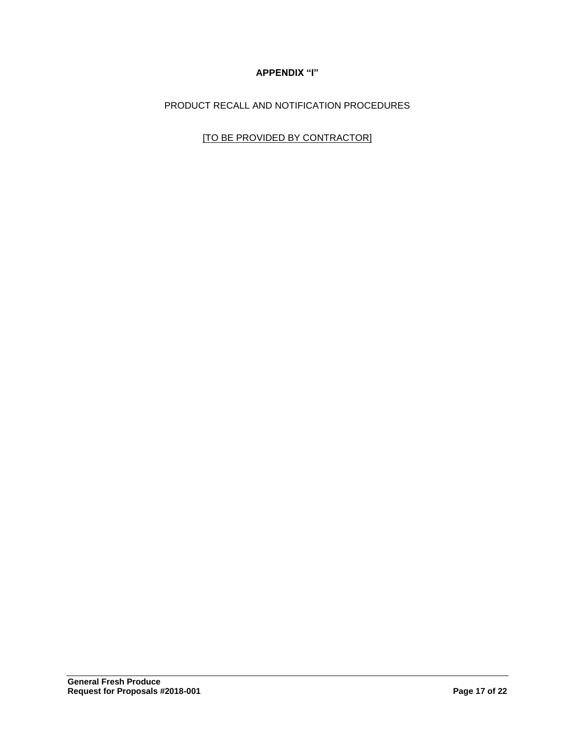# APPENDIX "I"

PRODUCT RECALL AND NOTIFICATION PROCEDURES

[TO BE PROVIDED BY CONTRACTOR]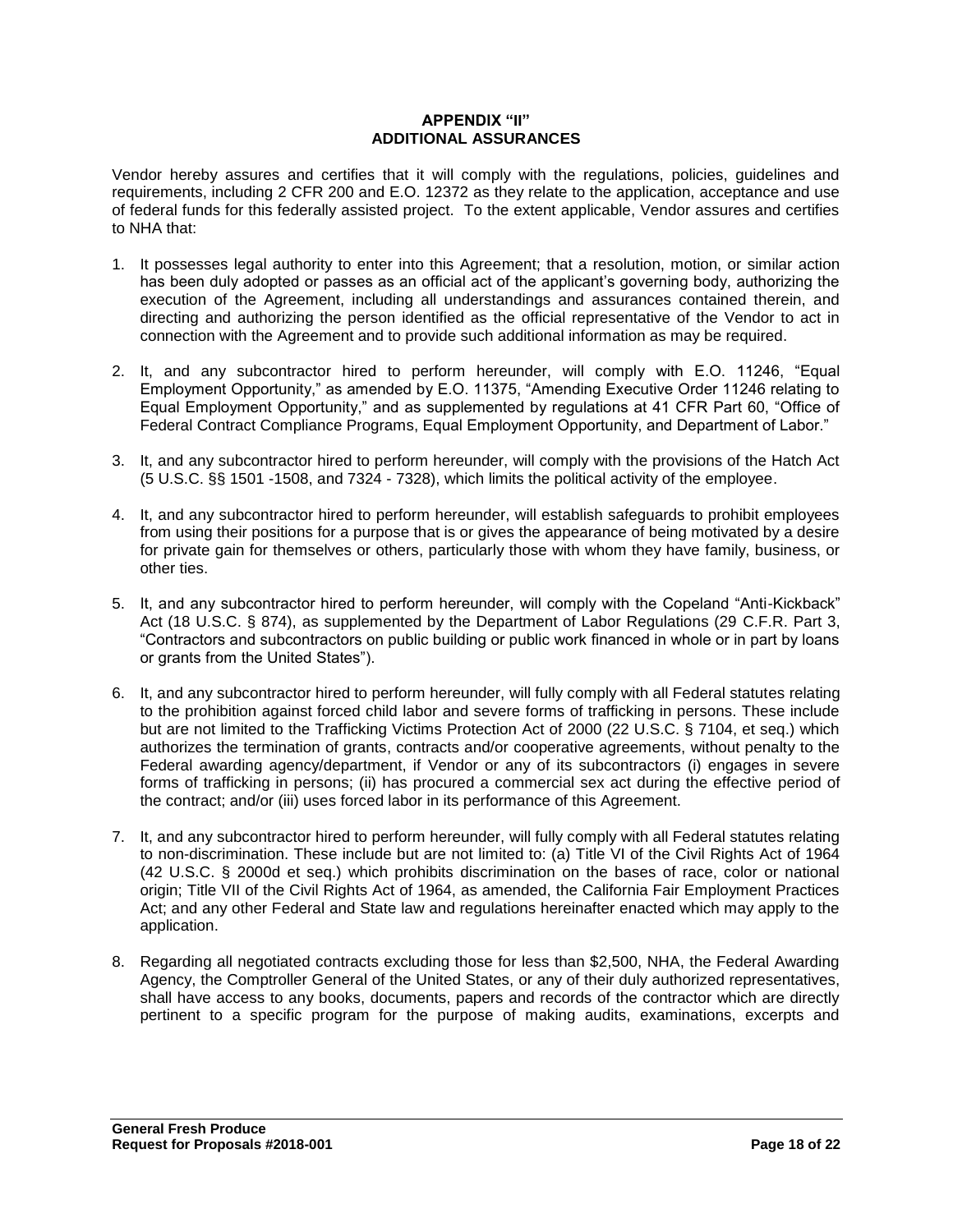**APPENDIX "II"**
**ADDITIONAL ASSURANCES**

Vendor hereby assures and certifies that it will comply with the regulations, policies, guidelines and requirements, including 2 CFR 200 and E.O. 12372 as they relate to the application, acceptance and use of federal funds for this federally assisted project. To the extent applicable, Vendor assures and certifies to NHA that:

1. It possesses legal authority to enter into this Agreement; that a resolution, motion, or similar action has been duly adopted or passes as an official act of the applicant's governing body, authorizing the execution of the Agreement, including all understandings and assurances contained therein, and directing and authorizing the person identified as the official representative of the Vendor to act in connection with the Agreement and to provide such additional information as may be required.

2. It, and any subcontractor hired to perform hereunder, will comply with E.O. 11246, "Equal Employment Opportunity," as amended by E.O. 11375, "Amending Executive Order 11246 relating to Equal Employment Opportunity," and as supplemented by regulations at 41 CFR Part 60, "Office of Federal Contract Compliance Programs, Equal Employment Opportunity, and Department of Labor."

3. It, and any subcontractor hired to perform hereunder, will comply with the provisions of the Hatch Act (5 U.S.C. §§ 1501 -1508, and 7324 - 7328), which limits the political activity of the employee.

4. It, and any subcontractor hired to perform hereunder, will establish safeguards to prohibit employees from using their positions for a purpose that is or gives the appearance of being motivated by a desire for private gain for themselves or others, particularly those with whom they have family, business, or other ties.

5. It, and any subcontractor hired to perform hereunder, will comply with the Copeland "Anti-Kickback" Act (18 U.S.C. § 874), as supplemented by the Department of Labor Regulations (29 C.F.R. Part 3, "Contractors and subcontractors on public building or public work financed in whole or in part by loans or grants from the United States").

6. It, and any subcontractor hired to perform hereunder, will fully comply with all Federal statutes relating to the prohibition against forced child labor and severe forms of trafficking in persons. These include but are not limited to the Trafficking Victims Protection Act of 2000 (22 U.S.C. § 7104, et seq.) which authorizes the termination of grants, contracts and/or cooperative agreements, without penalty to the Federal awarding agency/department, if Vendor or any of its subcontractors (i) engages in severe forms of trafficking in persons; (ii) has procured a commercial sex act during the effective period of the contract; and/or (iii) uses forced labor in its performance of this Agreement.

7. It, and any subcontractor hired to perform hereunder, will fully comply with all Federal statutes relating to non-discrimination. These include but are not limited to: (a) Title VI of the Civil Rights Act of 1964 (42 U.S.C. § 2000d et seq.) which prohibits discrimination on the bases of race, color or national origin; Title VII of the Civil Rights Act of 1964, as amended, the California Fair Employment Practices Act; and any other Federal and State law and regulations hereinafter enacted which may apply to the application.

8. Regarding all negotiated contracts excluding those for less than $2,500, NHA, the Federal Awarding Agency, the Comptroller General of the United States, or any of their duly authorized representatives, shall have access to any books, documents, papers and records of the contractor which are directly pertinent to a specific program for the purpose of making audits, examinations, excerpts and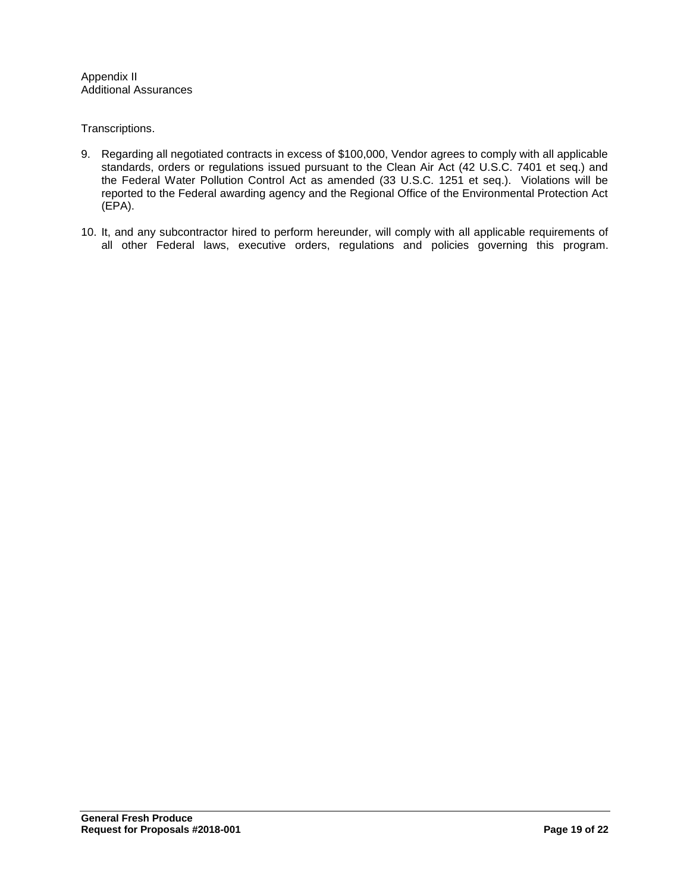Appendix II
Additional Assurances

Transcriptions.

9. Regarding all negotiated contracts in excess of $100,000, Vendor agrees to comply with all applicable standards, orders or regulations issued pursuant to the Clean Air Act (42 U.S.C. 7401 et seq.) and the Federal Water Pollution Control Act as amended (33 U.S.C. 1251 et seq.). Violations will be reported to the Federal awarding agency and the Regional Office of the Environmental Protection Act (EPA).

10. It, and any subcontractor hired to perform hereunder, will comply with all applicable requirements of all other Federal laws, executive orders, regulations and policies governing this program.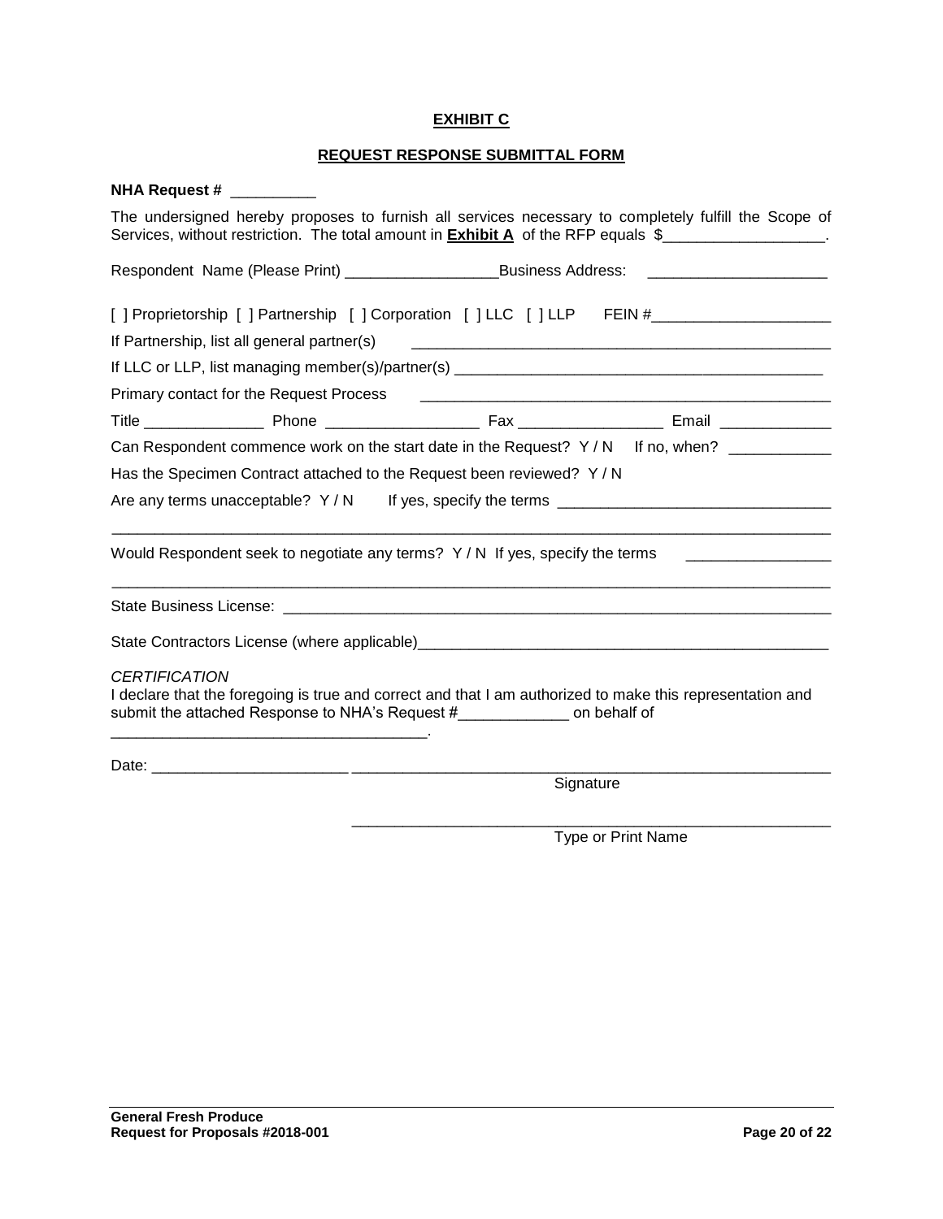## EXHIBIT C

## REQUEST RESPONSE SUBMITTAL FORM

**NHA Request #** __________

The undersigned hereby proposes to furnish all services necessary to completely fulfill the Scope of Services, without restriction. The total amount in **Exhibit A** of the RFP equals $___________________.

Respondent Name (Please Print) __________________ Business Address: _____________________

[ ] Proprietorship [ ] Partnership [ ] Corporation [ ] LLC [ ] LLP FEIN #_____________________

If Partnership, list all general partner(s) _________________________________________________

If LLC or LLP, list managing member(s)/partner(s) ____________________________________________

Primary contact for the Request Process _________________________________________________

Title ______________ Phone __________________ Fax _________________ Email _____________

Can Respondent commence work on the start date in the Request? Y / N If no, when? ____________

Has the Specimen Contract attached to the Request been reviewed? Y / N

Are any terms unacceptable? Y / N If yes, specify the terms _______________________________

_________________________________________________________________________________________

Would Respondent seek to negotiate any terms? Y / N If yes, specify the terms _________________

_________________________________________________________________________________________

State Business License: ___________________________________________________________________

State Contractors License (where applicable)__________________________________________________

*CERTIFICATION*

I declare that the foregoing is true and correct and that I am authorized to make this representation and submit the attached Response to NHA's Request #_____________ on behalf of _____________________________________.

Date: _______________________ ___________________________________________________________

Signature

___________________________________________________________

Type or Print Name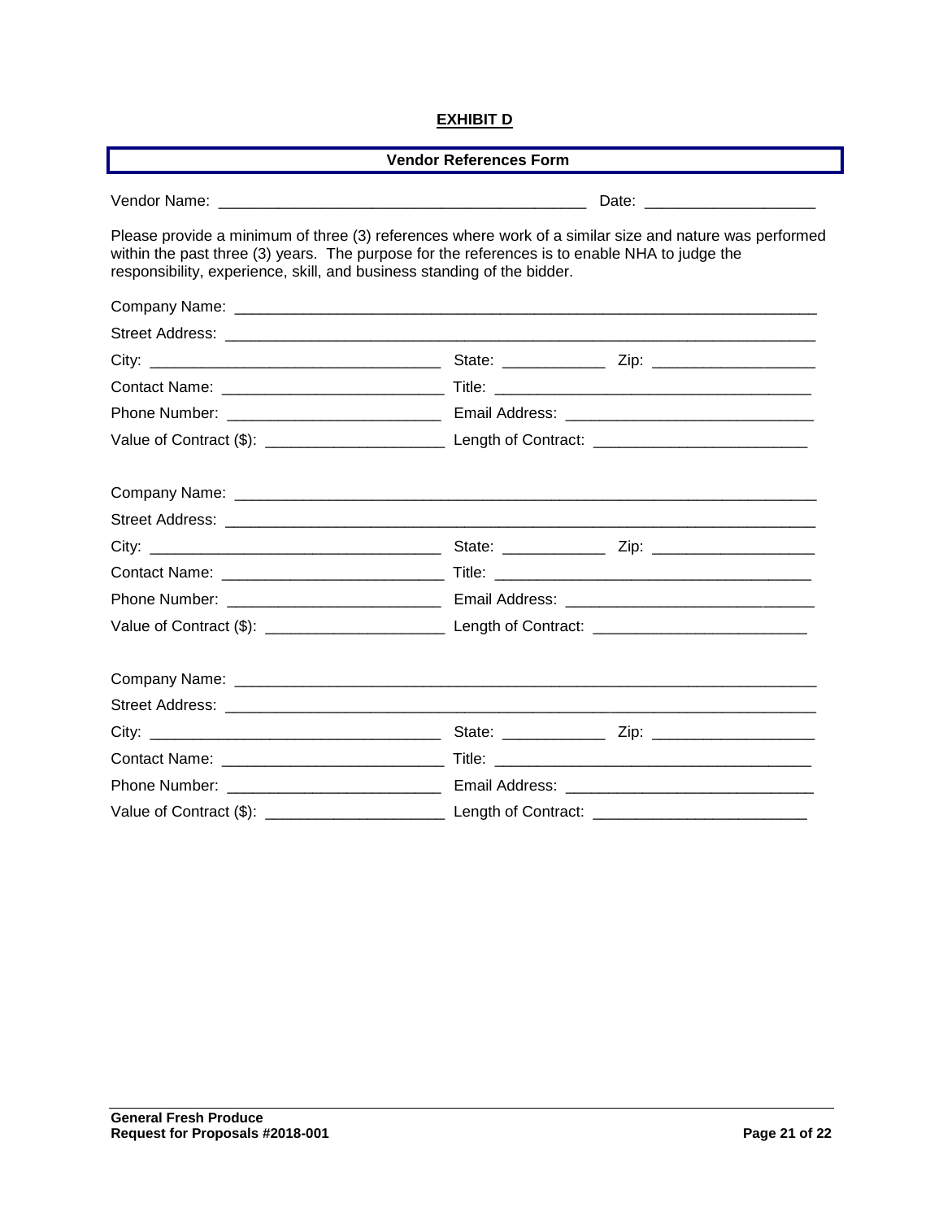**EXHIBIT D**

**Vendor References Form**

Vendor Name: ____________________________________________ Date: ____________________

Please provide a minimum of three (3) references where work of a similar size and nature was performed within the past three (3) years. The purpose for the references is to enable NHA to judge the responsibility, experience, skill, and business standing of the bidder.

Company Name: ______________________________________________________________________

Street Address: ______________________________________________________________________

City: __________________________________ State: ____________ Zip: ___________________

Contact Name: _________________________ Title: _____________________________________

Phone Number: ________________________ Email Address: _____________________________

Value of Contract ($): _____________________ Length of Contract: _________________________

Company Name: ______________________________________________________________________

Street Address: ______________________________________________________________________

City: __________________________________ State: ____________ Zip: ___________________

Contact Name: _________________________ Title: _____________________________________

Phone Number: ________________________ Email Address: _____________________________

Value of Contract ($): _____________________ Length of Contract: _________________________

Company Name: ______________________________________________________________________

Street Address: ______________________________________________________________________

City: __________________________________ State: ____________ Zip: ___________________

Contact Name: _________________________ Title: _____________________________________

Phone Number: ________________________ Email Address: _____________________________

Value of Contract ($): _____________________ Length of Contract: _________________________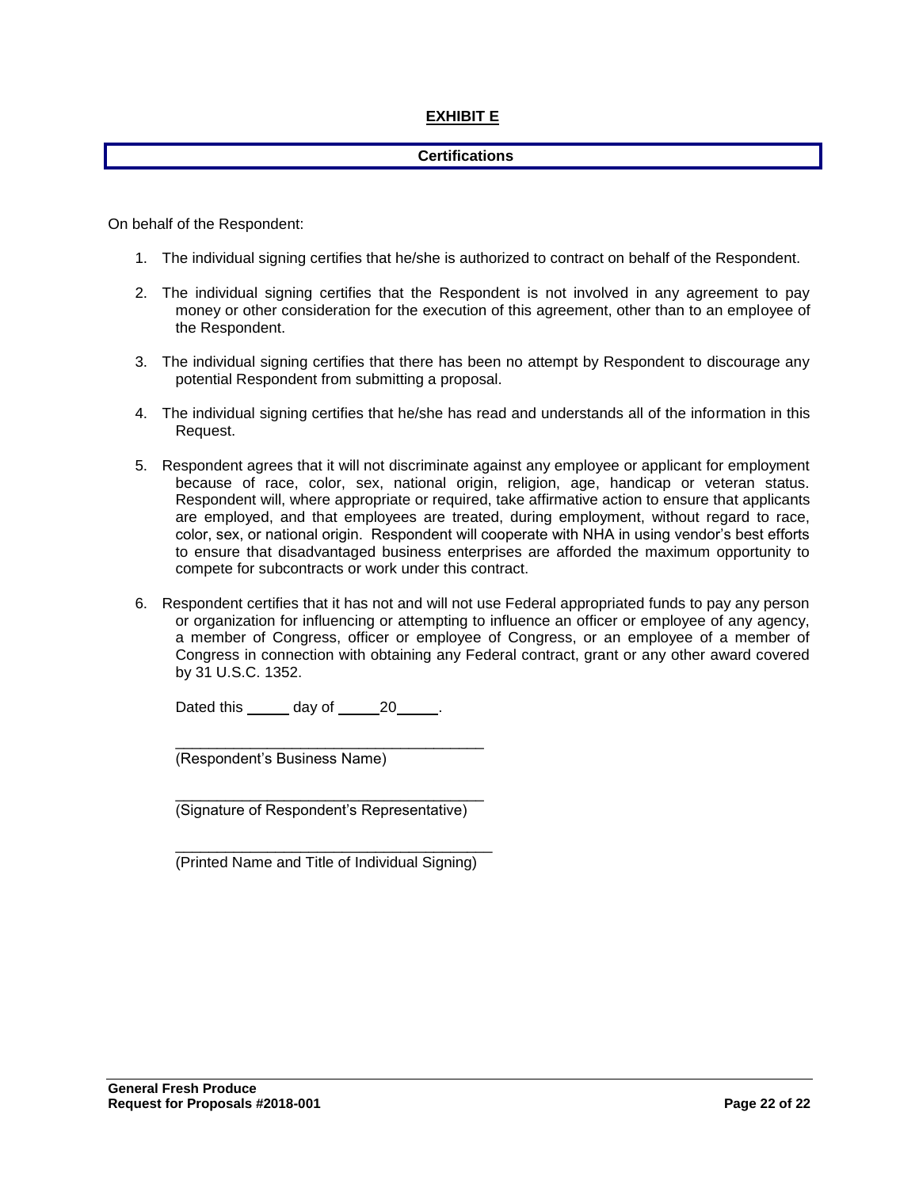# EXHIBIT E

## Certifications

On behalf of the Respondent:

1. The individual signing certifies that he/she is authorized to contract on behalf of the Respondent.
2. The individual signing certifies that the Respondent is not involved in any agreement to pay money or other consideration for the execution of this agreement, other than to an employee of the Respondent.
3. The individual signing certifies that there has been no attempt by Respondent to discourage any potential Respondent from submitting a proposal.
4. The individual signing certifies that he/she has read and understands all of the information in this Request.
5. Respondent agrees that it will not discriminate against any employee or applicant for employment because of race, color, sex, national origin, religion, age, handicap or veteran status. Respondent will, where appropriate or required, take affirmative action to ensure that applicants are employed, and that employees are treated, during employment, without regard to race, color, sex, or national origin. Respondent will cooperate with NHA in using vendor's best efforts to ensure that disadvantaged business enterprises are afforded the maximum opportunity to compete for subcontracts or work under this contract.
6. Respondent certifies that it has not and will not use Federal appropriated funds to pay any person or organization for influencing or attempting to influence an officer or employee of any agency, a member of Congress, officer or employee of Congress, or an employee of a member of Congress in connection with obtaining any Federal contract, grant or any other award covered by 31 U.S.C. 1352.

Dated this _____ day of _____20_____.

______________________________________
(Respondent's Business Name)

______________________________________
(Signature of Respondent's Representative)

______________________________________
(Printed Name and Title of Individual Signing)